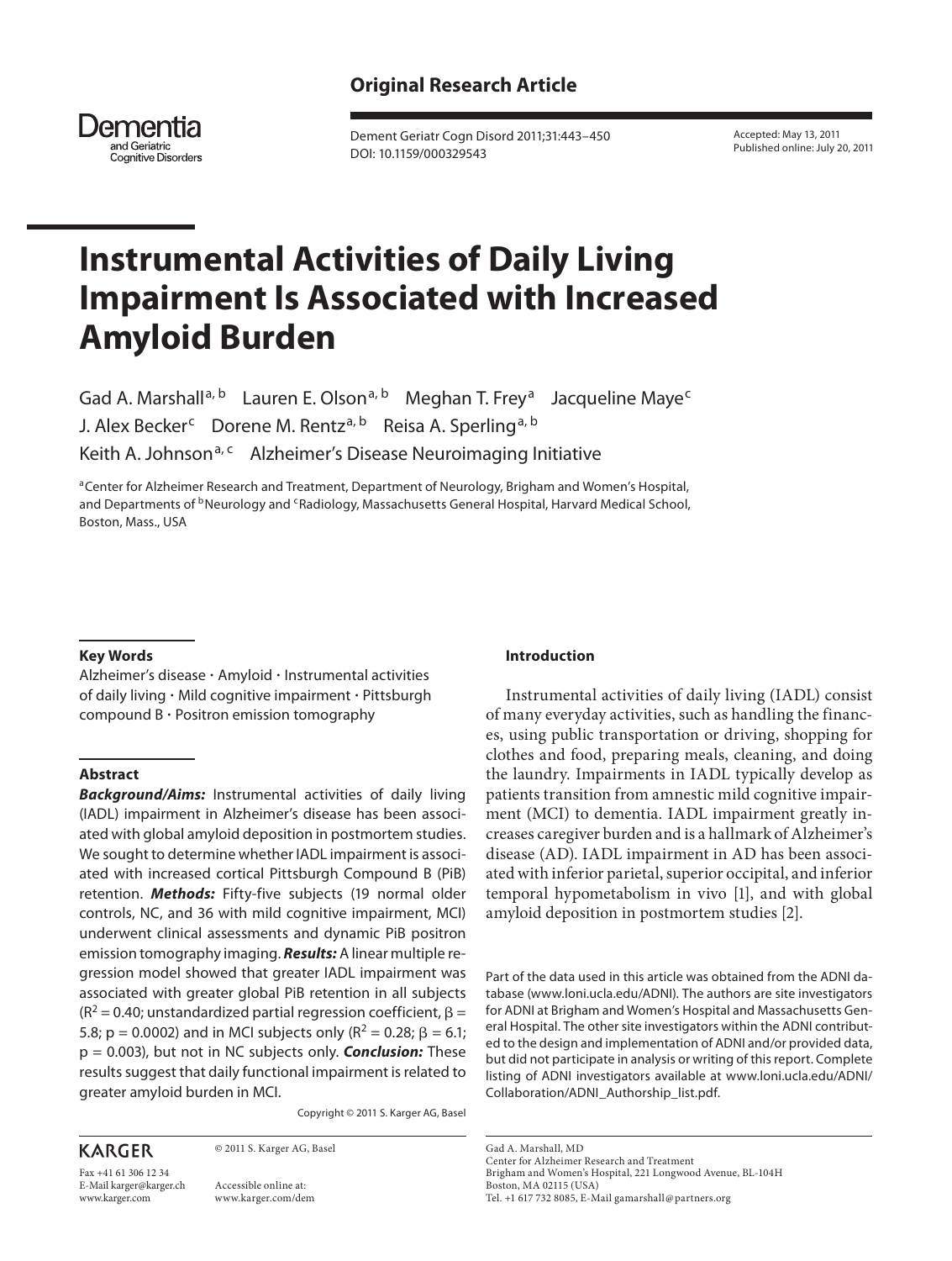Original Research Article

Dementia and Geriatric Cognitive Disorders

Dement Geriatr Cogn Disord 2011;31:443–450
DOI: 10.1159/000329543

Accepted: May 13, 2011
Published online: July 20, 2011

# Instrumental Activities of Daily Living Impairment Is Associated with Increased Amyloid Burden

Gad A. Marshall[a, b] Lauren E. Olson[a, b] Meghan T. Frey[a] Jacqueline Maye[c] J. Alex Becker[c] Dorene M. Rentz[a, b] Reisa A. Sperling[a, b] Keith A. Johnson[a, c] Alzheimer's Disease Neuroimaging Initiative

[a]Center for Alzheimer Research and Treatment, Department of Neurology, Brigham and Women's Hospital, and Departments of [b]Neurology and [c]Radiology, Massachusetts General Hospital, Harvard Medical School, Boston, Mass., USA

### Key Words

Alzheimer's disease · Amyloid · Instrumental activities of daily living · Mild cognitive impairment · Pittsburgh compound B · Positron emission tomography

### Abstract

***Background/Aims:*** Instrumental activities of daily living (IADL) impairment in Alzheimer's disease has been associated with global amyloid deposition in postmortem studies. We sought to determine whether IADL impairment is associated with increased cortical Pittsburgh Compound B (PiB) retention. ***Methods:*** Fifty-five subjects (19 normal older controls, NC, and 36 with mild cognitive impairment, MCI) underwent clinical assessments and dynamic PiB positron emission tomography imaging. ***Results:*** A linear multiple regression model showed that greater IADL impairment was associated with greater global PiB retention in all subjects ($R^2 = 0.40$; unstandardized partial regression coefficient, $\beta = 5.8$; $p = 0.0002$) and in MCI subjects only ($R^2 = 0.28$; $\beta = 6.1$; $p = 0.003$), but not in NC subjects only. ***Conclusion:*** These results suggest that daily functional impairment is related to greater amyloid burden in MCI.

Copyright © 2011 S. Karger AG, Basel

### Introduction

Instrumental activities of daily living (IADL) consist of many everyday activities, such as handling the finances, using public transportation or driving, shopping for clothes and food, preparing meals, cleaning, and doing the laundry. Impairments in IADL typically develop as patients transition from amnestic mild cognitive impairment (MCI) to dementia. IADL impairment greatly increases caregiver burden and is a hallmark of Alzheimer's disease (AD). IADL impairment in AD has been associated with inferior parietal, superior occipital, and inferior temporal hypometabolism in vivo [1], and with global amyloid deposition in postmortem studies [2].

Part of the data used in this article was obtained from the ADNI database (www.loni.ucla.edu/ADNI). The authors are site investigators for ADNI at Brigham and Women's Hospital and Massachusetts General Hospital. The other site investigators within the ADNI contributed to the design and implementation of ADNI and/or provided data, but did not participate in analysis or writing of this report. Complete listing of ADNI investigators available at www.loni.ucla.edu/ADNI/Collaboration/ADNI_Authorship_list.pdf.

KARGER

Fax +41 61 306 12 34
E-Mail karger@karger.ch
www.karger.com

© 2011 S. Karger AG, Basel

Accessible online at:
www.karger.com/dem

Gad A. Marshall, MD
Center for Alzheimer Research and Treatment
Brigham and Women's Hospital, 221 Longwood Avenue, BL-104H
Boston, MA 02115 (USA)
Tel. +1 617 732 8085, E-Mail gamarshall@partners.org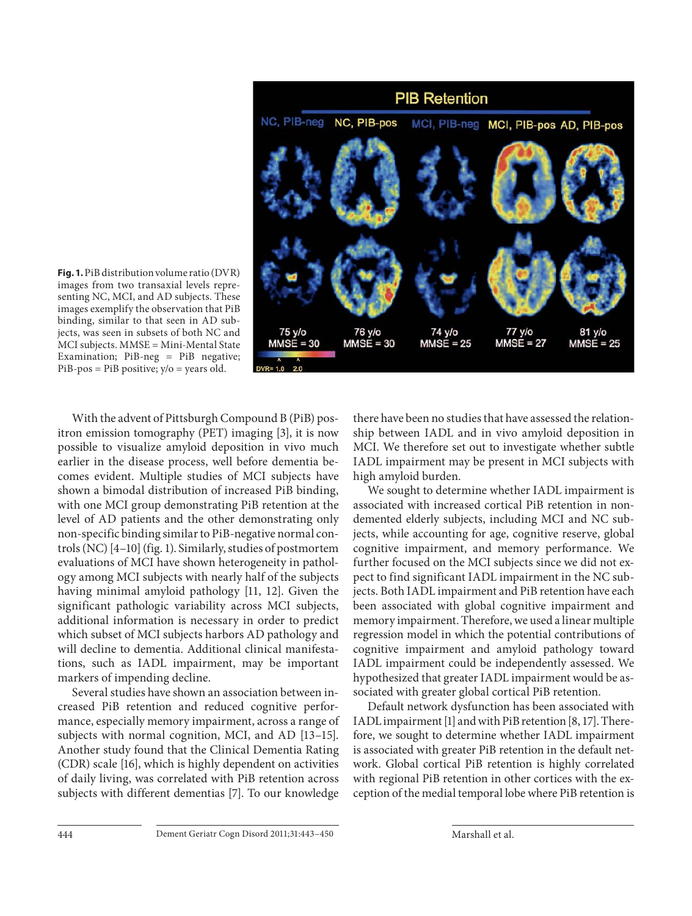PIB Retention

NC, PIB-neg NC, PIB-pos MCI, PIB-neg MCI, PIB-pos AD, PIB-pos

75 y/o MMSE = 30
76 y/o MMSE = 30
74 y/o MMSE = 25
77 y/o MMSE = 27
81 y/o MMSE = 25

DVR= 1.0 2.0

**Fig. 1.** PiB distribution volume ratio (DVR) images from two transaxial levels representing NC, MCI, and AD subjects. These images exemplify the observation that PiB binding, similar to that seen in AD subjects, was seen in subsets of both NC and MCI subjects. MMSE = Mini-Mental State Examination; PiB-neg = PiB negative; PiB-pos = PiB positive; y/o = years old.

With the advent of Pittsburgh Compound B (PiB) positron emission tomography (PET) imaging [3], it is now possible to visualize amyloid deposition in vivo much earlier in the disease process, well before dementia becomes evident. Multiple studies of MCI subjects have shown a bimodal distribution of increased PiB binding, with one MCI group demonstrating PiB retention at the level of AD patients and the other demonstrating only non-specific binding similar to PiB-negative normal controls (NC) [4–10] (fig. 1). Similarly, studies of postmortem evaluations of MCI have shown heterogeneity in pathology among MCI subjects with nearly half of the subjects having minimal amyloid pathology [11, 12]. Given the significant pathologic variability across MCI subjects, additional information is necessary in order to predict which subset of MCI subjects harbors AD pathology and will decline to dementia. Additional clinical manifestations, such as IADL impairment, may be important markers of impending decline.

Several studies have shown an association between increased PiB retention and reduced cognitive performance, especially memory impairment, across a range of subjects with normal cognition, MCI, and AD [13–15]. Another study found that the Clinical Dementia Rating (CDR) scale [16], which is highly dependent on activities of daily living, was correlated with PiB retention across subjects with different dementias [7]. To our knowledge there have been no studies that have assessed the relationship between IADL and in vivo amyloid deposition in MCI. We therefore set out to investigate whether subtle IADL impairment may be present in MCI subjects with high amyloid burden.

We sought to determine whether IADL impairment is associated with increased cortical PiB retention in nondemented elderly subjects, including MCI and NC subjects, while accounting for age, cognitive reserve, global cognitive impairment, and memory performance. We further focused on the MCI subjects since we did not expect to find significant IADL impairment in the NC subjects. Both IADL impairment and PiB retention have each been associated with global cognitive impairment and memory impairment. Therefore, we used a linear multiple regression model in which the potential contributions of cognitive impairment and amyloid pathology toward IADL impairment could be independently assessed. We hypothesized that greater IADL impairment would be associated with greater global cortical PiB retention.

Default network dysfunction has been associated with IADL impairment [1] and with PiB retention [8, 17]. Therefore, we sought to determine whether IADL impairment is associated with greater PiB retention in the default network. Global cortical PiB retention is highly correlated with regional PiB retention in other cortices with the exception of the medial temporal lobe where PiB retention is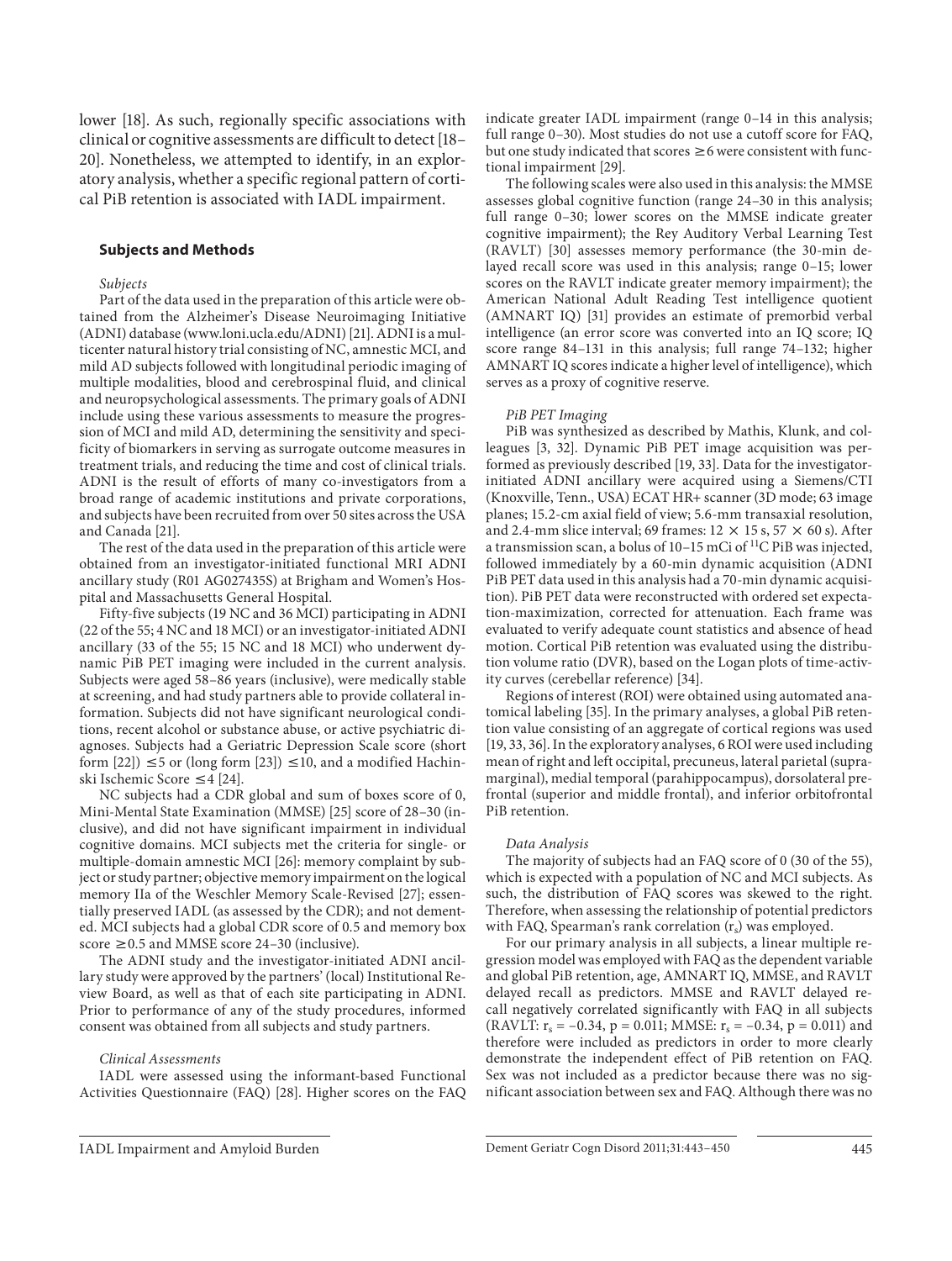lower [18]. As such, regionally specific associations with clinical or cognitive assessments are difficult to detect [18–20]. Nonetheless, we attempted to identify, in an exploratory analysis, whether a specific regional pattern of cortical PiB retention is associated with IADL impairment.

## Subjects and Methods

### *Subjects*

Part of the data used in the preparation of this article were obtained from the Alzheimer's Disease Neuroimaging Initiative (ADNI) database (www.loni.ucla.edu/ADNI) [21]. ADNI is a multicenter natural history trial consisting of NC, amnestic MCI, and mild AD subjects followed with longitudinal periodic imaging of multiple modalities, blood and cerebrospinal fluid, and clinical and neuropsychological assessments. The primary goals of ADNI include using these various assessments to measure the progression of MCI and mild AD, determining the sensitivity and specificity of biomarkers in serving as surrogate outcome measures in treatment trials, and reducing the time and cost of clinical trials. ADNI is the result of efforts of many co-investigators from a broad range of academic institutions and private corporations, and subjects have been recruited from over 50 sites across the USA and Canada [21].

The rest of the data used in the preparation of this article were obtained from an investigator-initiated functional MRI ADNI ancillary study (R01 AG027435S) at Brigham and Women's Hospital and Massachusetts General Hospital.

Fifty-five subjects (19 NC and 36 MCI) participating in ADNI (22 of the 55; 4 NC and 18 MCI) or an investigator-initiated ADNI ancillary (33 of the 55; 15 NC and 18 MCI) who underwent dynamic PiB PET imaging were included in the current analysis. Subjects were aged 58–86 years (inclusive), were medically stable at screening, and had study partners able to provide collateral information. Subjects did not have significant neurological conditions, recent alcohol or substance abuse, or active psychiatric diagnoses. Subjects had a Geriatric Depression Scale score (short form [22]) ≤5 or (long form [23]) ≤10, and a modified Hachinski Ischemic Score ≤4 [24].

NC subjects had a CDR global and sum of boxes score of 0, Mini-Mental State Examination (MMSE) [25] score of 28–30 (inclusive), and did not have significant impairment in individual cognitive domains. MCI subjects met the criteria for single- or multiple-domain amnestic MCI [26]: memory complaint by subject or study partner; objective memory impairment on the logical memory IIa of the Weschler Memory Scale-Revised [27]; essentially preserved IADL (as assessed by the CDR); and not demented. MCI subjects had a global CDR score of 0.5 and memory box score ≥0.5 and MMSE score 24–30 (inclusive).

The ADNI study and the investigator-initiated ADNI ancillary study were approved by the partners' (local) Institutional Review Board, as well as that of each site participating in ADNI. Prior to performance of any of the study procedures, informed consent was obtained from all subjects and study partners.

### *Clinical Assessments*

IADL were assessed using the informant-based Functional Activities Questionnaire (FAQ) [28]. Higher scores on the FAQ indicate greater IADL impairment (range 0–14 in this analysis; full range 0–30). Most studies do not use a cutoff score for FAQ, but one study indicated that scores ≥6 were consistent with functional impairment [29].

The following scales were also used in this analysis: the MMSE assesses global cognitive function (range 24–30 in this analysis; full range 0–30; lower scores on the MMSE indicate greater cognitive impairment); the Rey Auditory Verbal Learning Test (RAVLT) [30] assesses memory performance (the 30-min delayed recall score was used in this analysis; range 0–15; lower scores on the RAVLT indicate greater memory impairment); the American National Adult Reading Test intelligence quotient (AMNART IQ) [31] provides an estimate of premorbid verbal intelligence (an error score was converted into an IQ score; IQ score range 84–131 in this analysis; full range 74–132; higher AMNART IQ scores indicate a higher level of intelligence), which serves as a proxy of cognitive reserve.

### *PiB PET Imaging*

PiB was synthesized as described by Mathis, Klunk, and colleagues [3, 32]. Dynamic PiB PET image acquisition was performed as previously described [19, 33]. Data for the investigator-initiated ADNI ancillary were acquired using a Siemens/CTI (Knoxville, Tenn., USA) ECAT HR+ scanner (3D mode; 63 image planes; 15.2-cm axial field of view; 5.6-mm transaxial resolution, and 2.4-mm slice interval; 69 frames: 12 × 15 s, 57 × 60 s). After a transmission scan, a bolus of 10–15 mCi of $^{11}C$ PiB was injected, followed immediately by a 60-min dynamic acquisition (ADNI PiB PET data used in this analysis had a 70-min dynamic acquisition). PiB PET data were reconstructed with ordered set expectation-maximization, corrected for attenuation. Each frame was evaluated to verify adequate count statistics and absence of head motion. Cortical PiB retention was evaluated using the distribution volume ratio (DVR), based on the Logan plots of time-activity curves (cerebellar reference) [34].

Regions of interest (ROI) were obtained using automated anatomical labeling [35]. In the primary analyses, a global PiB retention value consisting of an aggregate of cortical regions was used [19, 33, 36]. In the exploratory analyses, 6 ROI were used including mean of right and left occipital, precuneus, lateral parietal (supramarginal), medial temporal (parahippocampus), dorsolateral prefrontal (superior and middle frontal), and inferior orbitofrontal PiB retention.

### *Data Analysis*

The majority of subjects had an FAQ score of 0 (30 of the 55), which is expected with a population of NC and MCI subjects. As such, the distribution of FAQ scores was skewed to the right. Therefore, when assessing the relationship of potential predictors with FAQ, Spearman's rank correlation ($r_s$) was employed.

For our primary analysis in all subjects, a linear multiple regression model was employed with FAQ as the dependent variable and global PiB retention, age, AMNART IQ, MMSE, and RAVLT delayed recall as predictors. MMSE and RAVLT delayed recall negatively correlated significantly with FAQ in all subjects (RAVLT: $r_s = -0.34$, $p = 0.011$; MMSE: $r_s = -0.34$, $p = 0.011$) and therefore were included as predictors in order to more clearly demonstrate the independent effect of PiB retention on FAQ. Sex was not included as a predictor because there was no significant association between sex and FAQ. Although there was no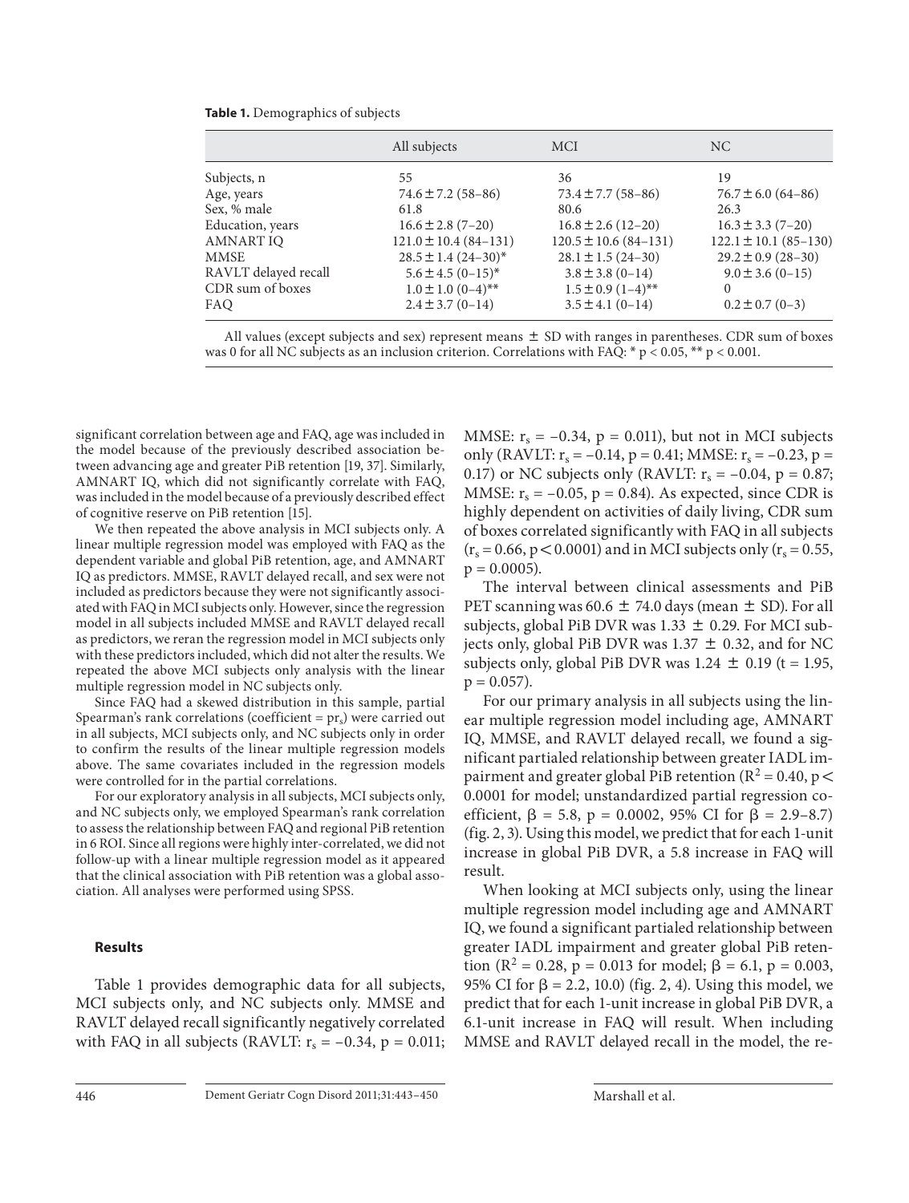**Table 1.** Demographics of subjects

| | All subjects | MCI | NC |
|---|---|---|---|
| Subjects, n | 55 | 36 | 19 |
| Age, years | 74.6 ± 7.2 (58–86) | 73.4 ± 7.7 (58–86) | 76.7 ± 6.0 (64–86) |
| Sex, % male | 61.8 | 80.6 | 26.3 |
| Education, years | 16.6 ± 2.8 (7–20) | 16.8 ± 2.6 (12–20) | 16.3 ± 3.3 (7–20) |
| AMNART IQ | 121.0 ± 10.4 (84–131) | 120.5 ± 10.6 (84–131) | 122.1 ± 10.1 (85–130) |
| MMSE | 28.5 ± 1.4 (24–30)* | 28.1 ± 1.5 (24–30) | 29.2 ± 0.9 (28–30) |
| RAVLT delayed recall | 5.6 ± 4.5 (0–15)* | 3.8 ± 3.8 (0–14) | 9.0 ± 3.6 (0–15) |
| CDR sum of boxes | 1.0 ± 1.0 (0–4)** | 1.5 ± 0.9 (1–4)** | 0 |
| FAQ | 2.4 ± 3.7 (0–14) | 3.5 ± 4.1 (0–14) | 0.2 ± 0.7 (0–3) |

All values (except subjects and sex) represent means ± SD with ranges in parentheses. CDR sum of boxes was 0 for all NC subjects as an inclusion criterion. Correlations with FAQ: * $p < 0.05$, ** $p < 0.001$.

significant correlation between age and FAQ, age was included in the model because of the previously described association between advancing age and greater PiB retention [19, 37]. Similarly, AMNART IQ, which did not significantly correlate with FAQ, was included in the model because of a previously described effect of cognitive reserve on PiB retention [15].

We then repeated the above analysis in MCI subjects only. A linear multiple regression model was employed with FAQ as the dependent variable and global PiB retention, age, and AMNART IQ as predictors. MMSE, RAVLT delayed recall, and sex were not included as predictors because they were not significantly associated with FAQ in MCI subjects only. However, since the regression model in all subjects included MMSE and RAVLT delayed recall as predictors, we reran the regression model in MCI subjects only with these predictors included, which did not alter the results. We repeated the above MCI subjects only analysis with the linear multiple regression model in NC subjects only.

Since FAQ had a skewed distribution in this sample, partial Spearman's rank correlations (coefficient = $pr_s$) were carried out in all subjects, MCI subjects only, and NC subjects only in order to confirm the results of the linear multiple regression models above. The same covariates included in the regression models were controlled for in the partial correlations.

For our exploratory analysis in all subjects, MCI subjects only, and NC subjects only, we employed Spearman's rank correlation to assess the relationship between FAQ and regional PiB retention in 6 ROI. Since all regions were highly inter-correlated, we did not follow-up with a linear multiple regression model as it appeared that the clinical association with PiB retention was a global association. All analyses were performed using SPSS.

## Results

Table 1 provides demographic data for all subjects, MCI subjects only, and NC subjects only. MMSE and RAVLT delayed recall significantly negatively correlated with FAQ in all subjects (RAVLT: $r_s = -0.34$, $p = 0.011$; MMSE: $r_s = -0.34$, $p = 0.011$), but not in MCI subjects only (RAVLT: $r_s = -0.14$, $p = 0.41$; MMSE: $r_s = -0.23$, $p = 0.17$) or NC subjects only (RAVLT: $r_s = -0.04$, $p = 0.87$; MMSE: $r_s = -0.05$, $p = 0.84$). As expected, since CDR is highly dependent on activities of daily living, CDR sum of boxes correlated significantly with FAQ in all subjects ($r_s = 0.66$, $p < 0.0001$) and in MCI subjects only ($r_s = 0.55$, $p = 0.0005$).

The interval between clinical assessments and PiB PET scanning was 60.6 ± 74.0 days (mean ± SD). For all subjects, global PiB DVR was 1.33 ± 0.29. For MCI subjects only, global PiB DVR was 1.37 ± 0.32, and for NC subjects only, global PiB DVR was 1.24 ± 0.19 ($t = 1.95$, $p = 0.057$).

For our primary analysis in all subjects using the linear multiple regression model including age, AMNART IQ, MMSE, and RAVLT delayed recall, we found a significant partialed relationship between greater IADL impairment and greater global PiB retention ($R^2 = 0.40$, $p < 0.0001$ for model; unstandardized partial regression coefficient, $\beta = 5.8$, $p = 0.0002$, 95% CI for $\beta = 2.9–8.7$) (fig. 2, 3). Using this model, we predict that for each 1-unit increase in global PiB DVR, a 5.8 increase in FAQ will result.

When looking at MCI subjects only, using the linear multiple regression model including age and AMNART IQ, we found a significant partialed relationship between greater IADL impairment and greater global PiB retention ($R^2 = 0.28$, $p = 0.013$ for model; $\beta = 6.1$, $p = 0.003$, 95% CI for $\beta = 2.2, 10.0$) (fig. 2, 4). Using this model, we predict that for each 1-unit increase in global PiB DVR, a 6.1-unit increase in FAQ will result. When including MMSE and RAVLT delayed recall in the model, the re-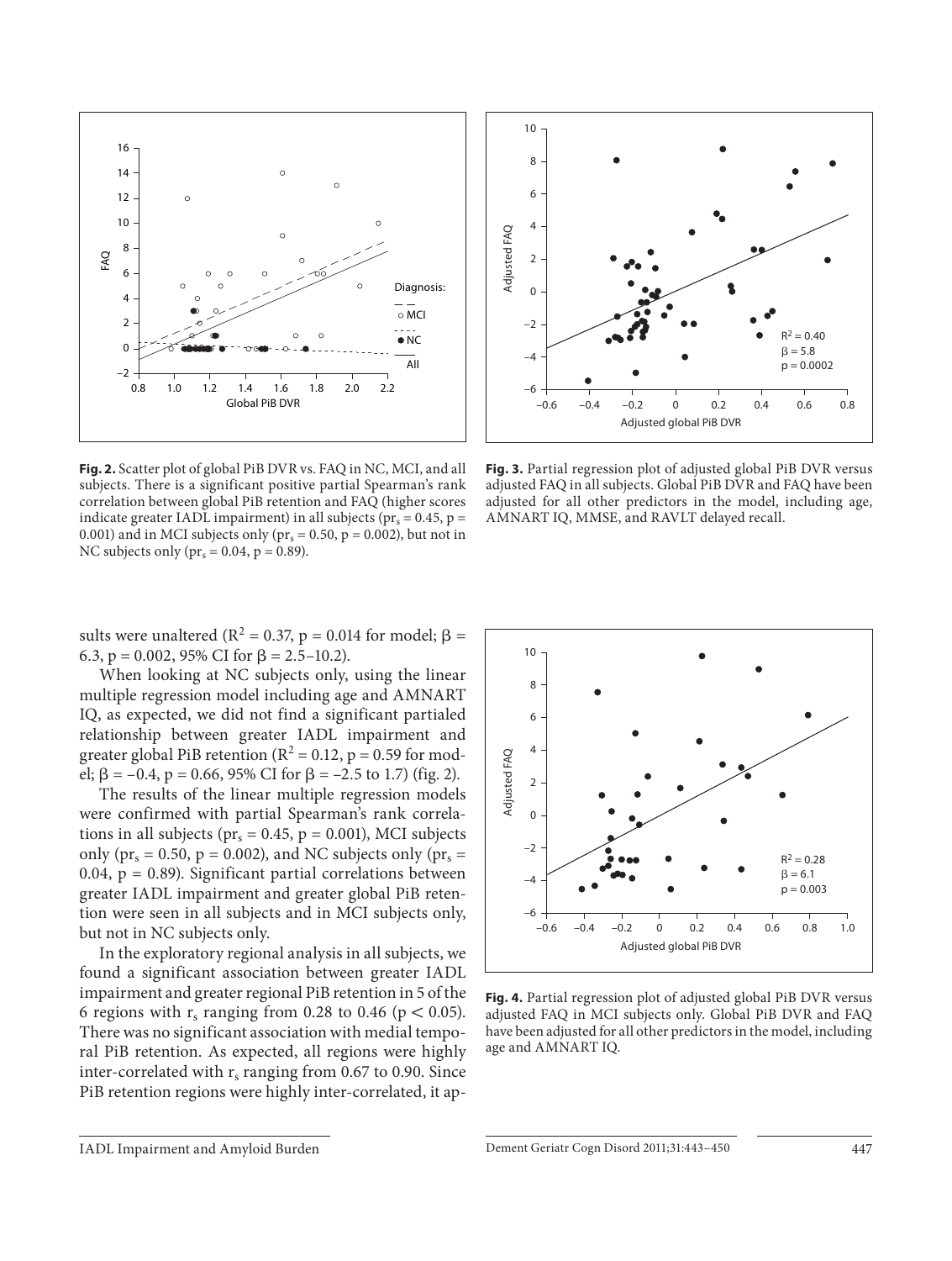**Fig. 2.** Scatter plot of global PiB DVR vs. FAQ in NC, MCI, and all subjects. There is a significant positive partial Spearman's rank correlation between global PiB retention and FAQ (higher scores indicate greater IADL impairment) in all subjects ($pr_s = 0.45$, $p = 0.001$) and in MCI subjects only ($pr_s = 0.50$, $p = 0.002$), but not in NC subjects only ($pr_s = 0.04$, $p = 0.89$).

**Fig. 3.** Partial regression plot of adjusted global PiB DVR versus adjusted FAQ in all subjects. Global PiB DVR and FAQ have been adjusted for all other predictors in the model, including age, AMNART IQ, MMSE, and RAVLT delayed recall.

sults were unaltered ($R^2 = 0.37$, $p = 0.014$ for model; $\beta = 6.3$, $p = 0.002$, 95% CI for $\beta = 2.5–10.2$).

When looking at NC subjects only, using the linear multiple regression model including age and AMNART IQ, as expected, we did not find a significant partialed relationship between greater IADL impairment and greater global PiB retention ($R^2 = 0.12$, $p = 0.59$ for model; $\beta = -0.4$, $p = 0.66$, 95% CI for $\beta = -2.5$ to 1.7) (fig. 2).

The results of the linear multiple regression models were confirmed with partial Spearman's rank correlations in all subjects ($pr_s = 0.45$, $p = 0.001$), MCI subjects only ($pr_s = 0.50$, $p = 0.002$), and NC subjects only ($pr_s = 0.04$, $p = 0.89$). Significant partial correlations between greater IADL impairment and greater global PiB retention were seen in all subjects and in MCI subjects only, but not in NC subjects only.

In the exploratory regional analysis in all subjects, we found a significant association between greater IADL impairment and greater regional PiB retention in 5 of the 6 regions with $r_s$ ranging from 0.28 to 0.46 ($p < 0.05$). There was no significant association with medial temporal PiB retention. As expected, all regions were highly inter-correlated with $r_s$ ranging from 0.67 to 0.90. Since PiB retention regions were highly inter-correlated, it ap-

**Fig. 4.** Partial regression plot of adjusted global PiB DVR versus adjusted FAQ in MCI subjects only. Global PiB DVR and FAQ have been adjusted for all other predictors in the model, including age and AMNART IQ.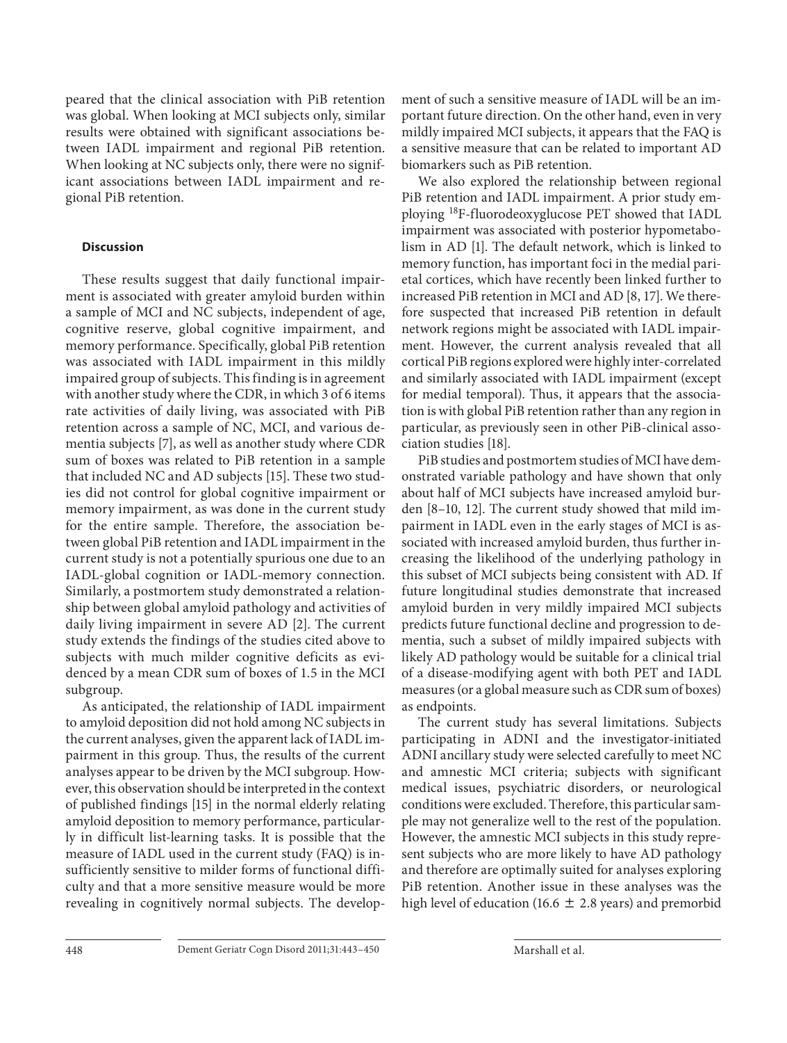peared that the clinical association with PiB retention was global. When looking at MCI subjects only, similar results were obtained with significant associations between IADL impairment and regional PiB retention. When looking at NC subjects only, there were no significant associations between IADL impairment and regional PiB retention.

## Discussion

These results suggest that daily functional impairment is associated with greater amyloid burden within a sample of MCI and NC subjects, independent of age, cognitive reserve, global cognitive impairment, and memory performance. Specifically, global PiB retention was associated with IADL impairment in this mildly impaired group of subjects. This finding is in agreement with another study where the CDR, in which 3 of 6 items rate activities of daily living, was associated with PiB retention across a sample of NC, MCI, and various dementia subjects [7], as well as another study where CDR sum of boxes was related to PiB retention in a sample that included NC and AD subjects [15]. These two studies did not control for global cognitive impairment or memory impairment, as was done in the current study for the entire sample. Therefore, the association between global PiB retention and IADL impairment in the current study is not a potentially spurious one due to an IADL-global cognition or IADL-memory connection. Similarly, a postmortem study demonstrated a relationship between global amyloid pathology and activities of daily living impairment in severe AD [2]. The current study extends the findings of the studies cited above to subjects with much milder cognitive deficits as evidenced by a mean CDR sum of boxes of 1.5 in the MCI subgroup.

As anticipated, the relationship of IADL impairment to amyloid deposition did not hold among NC subjects in the current analyses, given the apparent lack of IADL impairment in this group. Thus, the results of the current analyses appear to be driven by the MCI subgroup. However, this observation should be interpreted in the context of published findings [15] in the normal elderly relating amyloid deposition to memory performance, particularly in difficult list-learning tasks. It is possible that the measure of IADL used in the current study (FAQ) is insufficiently sensitive to milder forms of functional difficulty and that a more sensitive measure would be more revealing in cognitively normal subjects. The development of such a sensitive measure of IADL will be an important future direction. On the other hand, even in very mildly impaired MCI subjects, it appears that the FAQ is a sensitive measure that can be related to important AD biomarkers such as PiB retention.

We also explored the relationship between regional PiB retention and IADL impairment. A prior study employing $^{18}$F-fluorodeoxyglucose PET showed that IADL impairment was associated with posterior hypometabolism in AD [1]. The default network, which is linked to memory function, has important foci in the medial parietal cortices, which have recently been linked further to increased PiB retention in MCI and AD [8, 17]. We therefore suspected that increased PiB retention in default network regions might be associated with IADL impairment. However, the current analysis revealed that all cortical PiB regions explored were highly inter-correlated and similarly associated with IADL impairment (except for medial temporal). Thus, it appears that the association is with global PiB retention rather than any region in particular, as previously seen in other PiB-clinical association studies [18].

PiB studies and postmortem studies of MCI have demonstrated variable pathology and have shown that only about half of MCI subjects have increased amyloid burden [8–10, 12]. The current study showed that mild impairment in IADL even in the early stages of MCI is associated with increased amyloid burden, thus further increasing the likelihood of the underlying pathology in this subset of MCI subjects being consistent with AD. If future longitudinal studies demonstrate that increased amyloid burden in very mildly impaired MCI subjects predicts future functional decline and progression to dementia, such a subset of mildly impaired subjects with likely AD pathology would be suitable for a clinical trial of a disease-modifying agent with both PET and IADL measures (or a global measure such as CDR sum of boxes) as endpoints.

The current study has several limitations. Subjects participating in ADNI and the investigator-initiated ADNI ancillary study were selected carefully to meet NC and amnestic MCI criteria; subjects with significant medical issues, psychiatric disorders, or neurological conditions were excluded. Therefore, this particular sample may not generalize well to the rest of the population. However, the amnestic MCI subjects in this study represent subjects who are more likely to have AD pathology and therefore are optimally suited for analyses exploring PiB retention. Another issue in these analyses was the high level of education (16.6 ± 2.8 years) and premorbid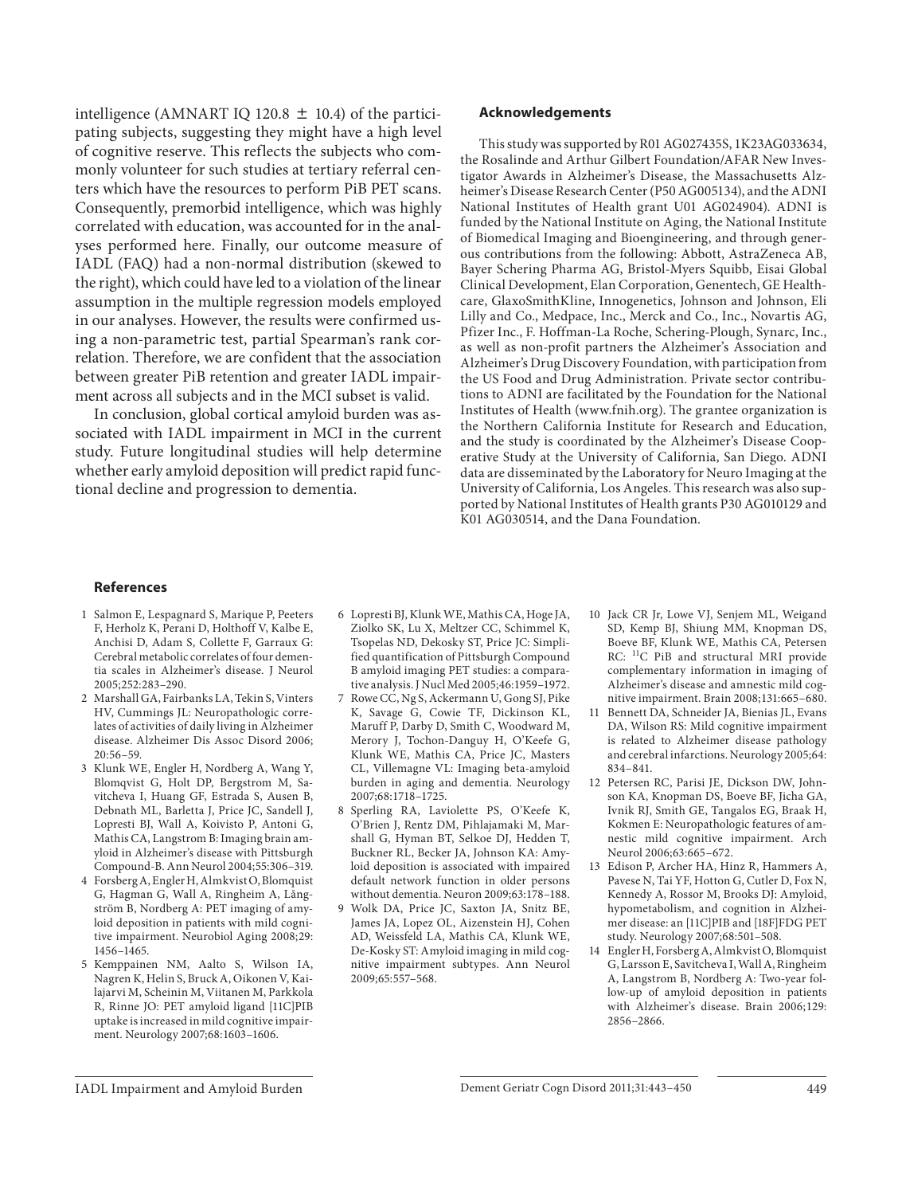intelligence (AMNART IQ 120.8 ± 10.4) of the participating subjects, suggesting they might have a high level of cognitive reserve. This reflects the subjects who commonly volunteer for such studies at tertiary referral centers which have the resources to perform PiB PET scans. Consequently, premorbid intelligence, which was highly correlated with education, was accounted for in the analyses performed here. Finally, our outcome measure of IADL (FAQ) had a non-normal distribution (skewed to the right), which could have led to a violation of the linear assumption in the multiple regression models employed in our analyses. However, the results were confirmed using a non-parametric test, partial Spearman's rank correlation. Therefore, we are confident that the association between greater PiB retention and greater IADL impairment across all subjects and in the MCI subset is valid.

In conclusion, global cortical amyloid burden was associated with IADL impairment in MCI in the current study. Future longitudinal studies will help determine whether early amyloid deposition will predict rapid functional decline and progression to dementia.

## Acknowledgements

This study was supported by R01 AG027435S, 1K23AG033634, the Rosalinde and Arthur Gilbert Foundation/AFAR New Investigator Awards in Alzheimer's Disease, the Massachusetts Alzheimer's Disease Research Center (P50 AG005134), and the ADNI National Institutes of Health grant U01 AG024904). ADNI is funded by the National Institute on Aging, the National Institute of Biomedical Imaging and Bioengineering, and through generous contributions from the following: Abbott, AstraZeneca AB, Bayer Schering Pharma AG, Bristol-Myers Squibb, Eisai Global Clinical Development, Elan Corporation, Genentech, GE Healthcare, GlaxoSmithKline, Innogenetics, Johnson and Johnson, Eli Lilly and Co., Medpace, Inc., Merck and Co., Inc., Novartis AG, Pfizer Inc., F. Hoffman-La Roche, Schering-Plough, Synarc, Inc., as well as non-profit partners the Alzheimer's Association and Alzheimer's Drug Discovery Foundation, with participation from the US Food and Drug Administration. Private sector contributions to ADNI are facilitated by the Foundation for the National Institutes of Health (www.fnih.org). The grantee organization is the Northern California Institute for Research and Education, and the study is coordinated by the Alzheimer's Disease Cooperative Study at the University of California, San Diego. ADNI data are disseminated by the Laboratory for Neuro Imaging at the University of California, Los Angeles. This research was also supported by National Institutes of Health grants P30 AG010129 and K01 AG030514, and the Dana Foundation.

## References

1. Salmon E, Lespagnard S, Marique P, Peeters F, Herholz K, Perani D, Holthoff V, Kalbe E, Anchisi D, Adam S, Collette F, Garraux G: Cerebral metabolic correlates of four dementia scales in Alzheimer's disease. J Neurol 2005;252:283–290.
2. Marshall GA, Fairbanks LA, Tekin S, Vinters HV, Cummings JL: Neuropathologic correlates of activities of daily living in Alzheimer disease. Alzheimer Dis Assoc Disord 2006; 20:56–59.
3. Klunk WE, Engler H, Nordberg A, Wang Y, Blomqvist G, Holt DP, Bergstrom M, Savitcheva I, Huang GF, Estrada S, Ausen B, Debnath ML, Barletta J, Price JC, Sandell J, Lopresti BJ, Wall A, Koivisto P, Antoni G, Mathis CA, Langstrom B: Imaging brain amyloid in Alzheimer's disease with Pittsburgh Compound-B. Ann Neurol 2004;55:306–319.
4. Forsberg A, Engler H, Almkvist O, Blomquist G, Hagman G, Wall A, Ringheim A, Långström B, Nordberg A: PET imaging of amyloid deposition in patients with mild cognitive impairment. Neurobiol Aging 2008;29: 1456–1465.
5. Kemppainen NM, Aalto S, Wilson IA, Nagren K, Helin S, Bruck A, Oikonen V, Kailajarvi M, Scheinin M, Viitanen M, Parkkola R, Rinne JO: PET amyloid ligand [11C]PIB uptake is increased in mild cognitive impairment. Neurology 2007;68:1603–1606.
6. Lopresti BJ, Klunk WE, Mathis CA, Hoge JA, Ziolko SK, Lu X, Meltzer CC, Schimmel K, Tsopelas ND, Dekosky ST, Price JC: Simplified quantification of Pittsburgh Compound B amyloid imaging PET studies: a comparative analysis. J Nucl Med 2005;46:1959–1972.
7. Rowe CC, Ng S, Ackermann U, Gong SJ, Pike K, Savage G, Cowie TF, Dickinson KL, Maruff P, Darby D, Smith C, Woodward M, Merory J, Tochon-Danguy H, O'Keefe G, Klunk WE, Mathis CA, Price JC, Masters CL, Villemagne VL: Imaging beta-amyloid burden in aging and dementia. Neurology 2007;68:1718–1725.
8. Sperling RA, Laviolette PS, O'Keefe K, O'Brien J, Rentz DM, Pihlajamaki M, Marshall G, Hyman BT, Selkoe DJ, Hedden T, Buckner RL, Becker JA, Johnson KA: Amyloid deposition is associated with impaired default network function in older persons without dementia. Neuron 2009;63:178–188.
9. Wolk DA, Price JC, Saxton JA, Snitz BE, James JA, Lopez OL, Aizenstein HJ, Cohen AD, Weissfeld LA, Mathis CA, Klunk WE, De-Kosky ST: Amyloid imaging in mild cognitive impairment subtypes. Ann Neurol 2009;65:557–568.
10. Jack CR Jr, Lowe VJ, Senjem ML, Weigand SD, Kemp BJ, Shiung MM, Knopman DS, Boeve BF, Klunk WE, Mathis CA, Petersen RC: $^{11}$C PiB and structural MRI provide complementary information in imaging of Alzheimer's disease and amnestic mild cognitive impairment. Brain 2008;131:665–680.
11. Bennett DA, Schneider JA, Bienias JL, Evans DA, Wilson RS: Mild cognitive impairment is related to Alzheimer disease pathology and cerebral infarctions. Neurology 2005;64: 834–841.
12. Petersen RC, Parisi JE, Dickson DW, Johnson KA, Knopman DS, Boeve BF, Jicha GA, Ivnik RJ, Smith GE, Tangalos EG, Braak H, Kokmen E: Neuropathologic features of amnestic mild cognitive impairment. Arch Neurol 2006;63:665–672.
13. Edison P, Archer HA, Hinz R, Hammers A, Pavese N, Tai YF, Hotton G, Cutler D, Fox N, Kennedy A, Rossor M, Brooks DJ: Amyloid, hypometabolism, and cognition in Alzheimer disease: an [11C]PIB and [18F]FDG PET study. Neurology 2007;68:501–508.
14. Engler H, Forsberg A, Almkvist O, Blomquist G, Larsson E, Savitcheva I, Wall A, Ringheim A, Langstrom B, Nordberg A: Two-year follow-up of amyloid deposition in patients with Alzheimer's disease. Brain 2006;129: 2856–2866.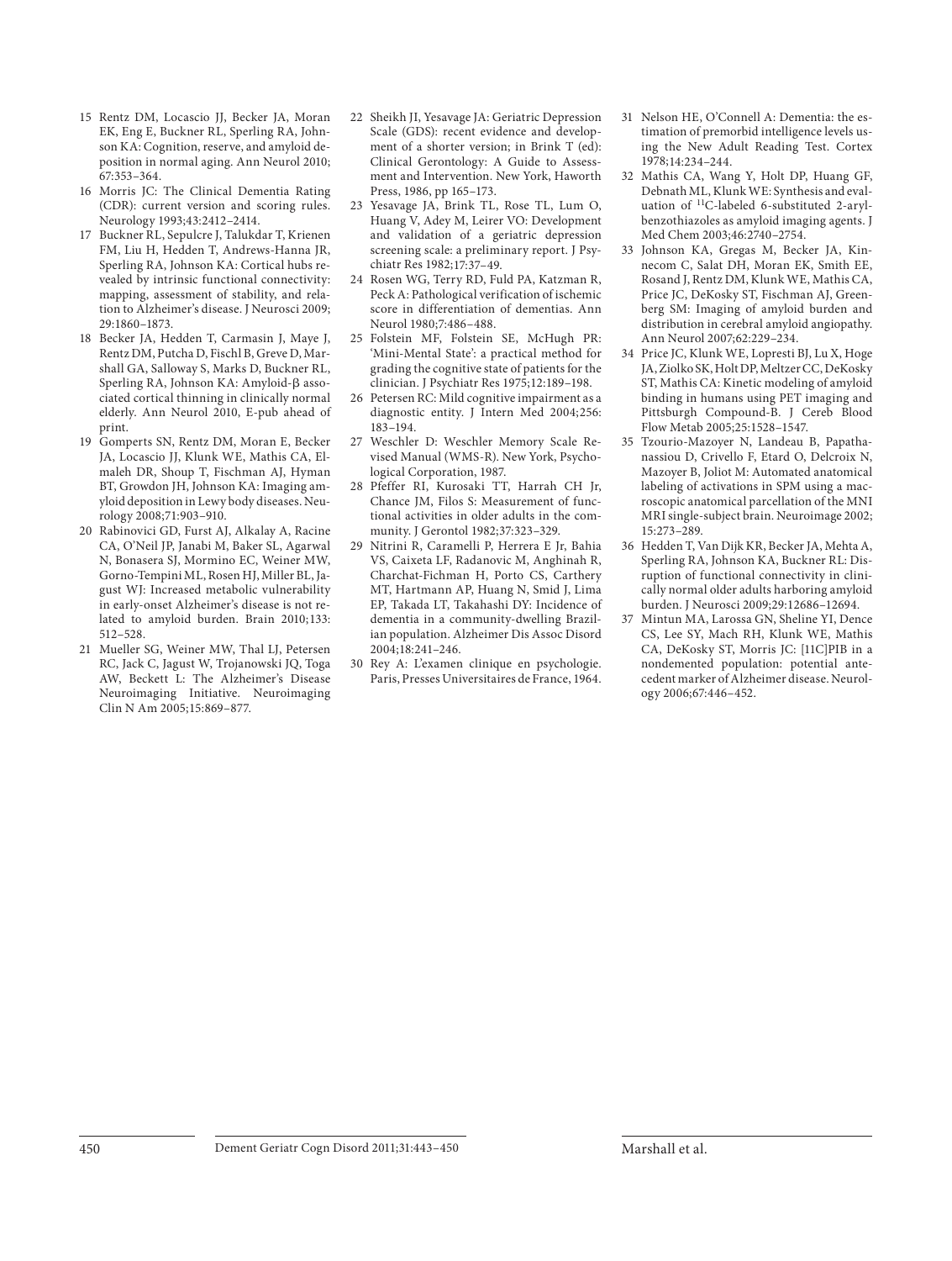15 Rentz DM, Locascio JJ, Becker JA, Moran EK, Eng E, Buckner RL, Sperling RA, Johnson KA: Cognition, reserve, and amyloid deposition in normal aging. Ann Neurol 2010; 67:353–364.

16 Morris JC: The Clinical Dementia Rating (CDR): current version and scoring rules. Neurology 1993;43:2412–2414.

17 Buckner RL, Sepulcre J, Talukdar T, Krienen FM, Liu H, Hedden T, Andrews-Hanna JR, Sperling RA, Johnson KA: Cortical hubs revealed by intrinsic functional connectivity: mapping, assessment of stability, and relation to Alzheimer's disease. J Neurosci 2009; 29:1860–1873.

18 Becker JA, Hedden T, Carmasin J, Maye J, Rentz DM, Putcha D, Fischl B, Greve D, Marshall GA, Salloway S, Marks D, Buckner RL, Sperling RA, Johnson KA: Amyloid-β associated cortical thinning in clinically normal elderly. Ann Neurol 2010, E-pub ahead of print.

19 Gomperts SN, Rentz DM, Moran E, Becker JA, Locascio JJ, Klunk WE, Mathis CA, Elmaleh DR, Shoup T, Fischman AJ, Hyman BT, Growdon JH, Johnson KA: Imaging amyloid deposition in Lewy body diseases. Neurology 2008;71:903–910.

20 Rabinovici GD, Furst AJ, Alkalay A, Racine CA, O'Neil JP, Janabi M, Baker SL, Agarwal N, Bonasera SJ, Mormino EC, Weiner MW, Gorno-Tempini ML, Rosen HJ, Miller BL, Jagust WJ: Increased metabolic vulnerability in early-onset Alzheimer's disease is not related to amyloid burden. Brain 2010;133: 512–528.

21 Mueller SG, Weiner MW, Thal LJ, Petersen RC, Jack C, Jagust W, Trojanowski JQ, Toga AW, Beckett L: The Alzheimer's Disease Neuroimaging Initiative. Neuroimaging Clin N Am 2005;15:869–877.

22 Sheikh JI, Yesavage JA: Geriatric Depression Scale (GDS): recent evidence and development of a shorter version; in Brink T (ed): Clinical Gerontology: A Guide to Assessment and Intervention. New York, Haworth Press, 1986, pp 165–173.

23 Yesavage JA, Brink TL, Rose TL, Lum O, Huang V, Adey M, Leirer VO: Development and validation of a geriatric depression screening scale: a preliminary report. J Psychiatr Res 1982;17:37–49.

24 Rosen WG, Terry RD, Fuld PA, Katzman R, Peck A: Pathological verification of ischemic score in differentiation of dementias. Ann Neurol 1980;7:486–488.

25 Folstein MF, Folstein SE, McHugh PR: 'Mini-Mental State': a practical method for grading the cognitive state of patients for the clinician. J Psychiatr Res 1975;12:189–198.

26 Petersen RC: Mild cognitive impairment as a diagnostic entity. J Intern Med 2004;256: 183–194.

27 Weschler D: Weschler Memory Scale Revised Manual (WMS-R). New York, Psychological Corporation, 1987.

28 Pfeffer RI, Kurosaki TT, Harrah CH Jr, Chance JM, Filos S: Measurement of functional activities in older adults in the community. J Gerontol 1982;37:323–329.

29 Nitrini R, Caramelli P, Herrera E Jr, Bahia VS, Caixeta LF, Radanovic M, Anghinah R, Charchat-Fichman H, Porto CS, Carthery MT, Hartmann AP, Huang N, Smid J, Lima EP, Takada LT, Takahashi DY: Incidence of dementia in a community-dwelling Brazilian population. Alzheimer Dis Assoc Disord 2004;18:241–246.

30 Rey A: L'examen clinique en psychologie. Paris, Presses Universitaires de France, 1964.

31 Nelson HE, O'Connell A: Dementia: the estimation of premorbid intelligence levels using the New Adult Reading Test. Cortex 1978;14:234–244.

32 Mathis CA, Wang Y, Holt DP, Huang GF, Debnath ML, Klunk WE: Synthesis and evaluation of $^{11}$C-labeled 6-substituted 2-arylbenzothiazoles as amyloid imaging agents. J Med Chem 2003;46:2740–2754.

33 Johnson KA, Gregas M, Becker JA, Kinnecom C, Salat DH, Moran EK, Smith EE, Rosand J, Rentz DM, Klunk WE, Mathis CA, Price JC, DeKosky ST, Fischman AJ, Greenberg SM: Imaging of amyloid burden and distribution in cerebral amyloid angiopathy. Ann Neurol 2007;62:229–234.

34 Price JC, Klunk WE, Lopresti BJ, Lu X, Hoge JA, Ziolko SK, Holt DP, Meltzer CC, DeKosky ST, Mathis CA: Kinetic modeling of amyloid binding in humans using PET imaging and Pittsburgh Compound-B. J Cereb Blood Flow Metab 2005;25:1528–1547.

35 Tzourio-Mazoyer N, Landeau B, Papathanassiou D, Crivello F, Etard O, Delcroix N, Mazoyer B, Joliot M: Automated anatomical labeling of activations in SPM using a macroscopic anatomical parcellation of the MNI MRI single-subject brain. Neuroimage 2002; 15:273–289.

36 Hedden T, Van Dijk KR, Becker JA, Mehta A, Sperling RA, Johnson KA, Buckner RL: Disruption of functional connectivity in clinically normal older adults harboring amyloid burden. J Neurosci 2009;29:12686–12694.

37 Mintun MA, Larossa GN, Sheline YI, Dence CS, Lee SY, Mach RH, Klunk WE, Mathis CA, DeKosky ST, Morris JC: [11C]PIB in a nondemented population: potential antecedent marker of Alzheimer disease. Neurology 2006;67:446–452.